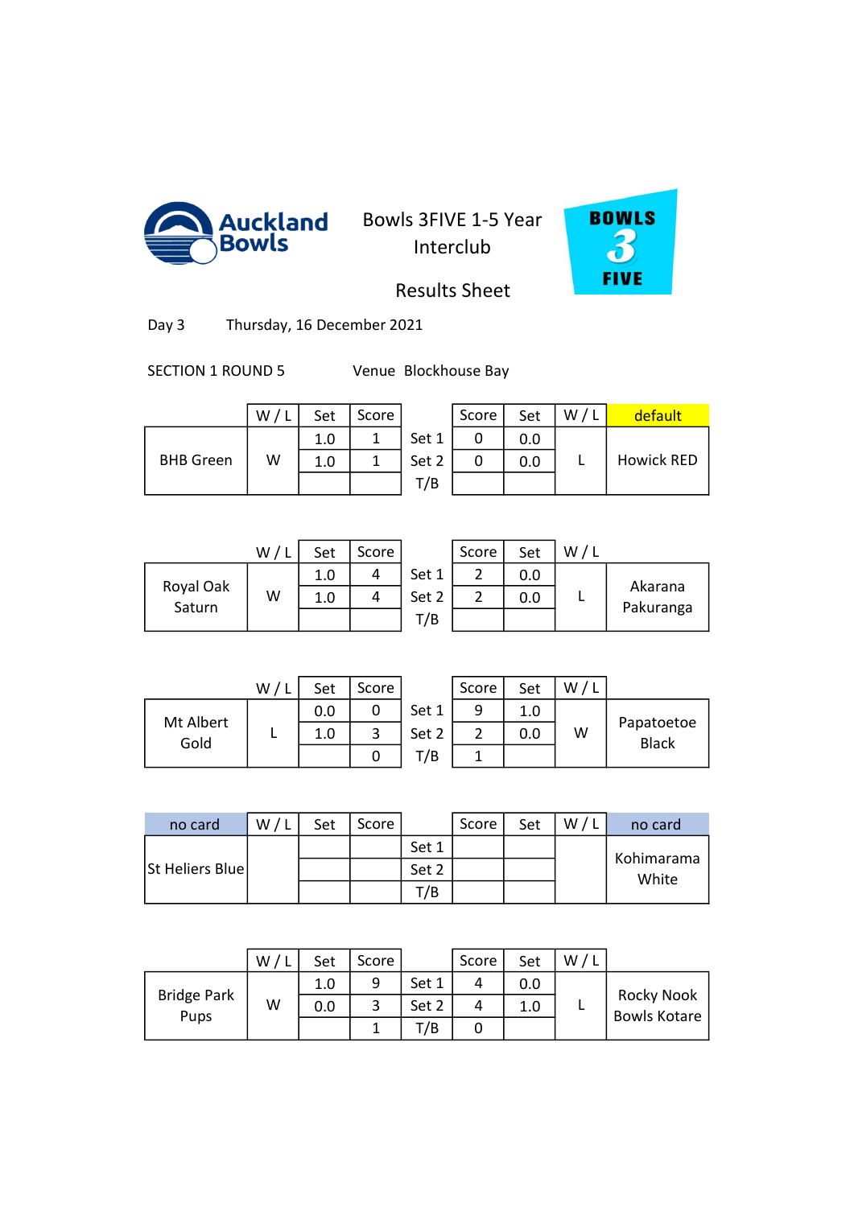Auckland Bowls

# Bowls 3FIVE 1-5 Year Interclub

## Results Sheet

BOWLS 3 FIVE

Day 3 Thursday, 16 December 2021

SECTION 1 ROUND 5 Venue Blockhouse Bay

| | W / L | Set | Score | | Score | Set | W / L | default |
|---|---|---|---|---|---|---|---|---|
| BHB Green | W | 1.0 | 1 | Set 1 | 0 | 0.0 | L | Howick RED |
| | | 1.0 | 1 | Set 2 | 0 | 0.0 | | |
| | | | | T/B | | | | |

| | W / L | Set | Score | | Score | Set | W / L | |
|---|---|---|---|---|---|---|---|---|
| Royal Oak Saturn | W | 1.0 | 4 | Set 1 | 2 | 0.0 | L | Akarana Pakuranga |
| | | 1.0 | 4 | Set 2 | 2 | 0.0 | | |
| | | | | T/B | | | | |

| | W / L | Set | Score | | Score | Set | W / L | |
|---|---|---|---|---|---|---|---|---|
| Mt Albert Gold | L | 0.0 | 0 | Set 1 | 9 | 1.0 | W | Papatoetoe Black |
| | | 1.0 | 3 | Set 2 | 2 | 0.0 | | |
| | | | 0 | T/B | 1 | | | |

| no card | W / L | Set | Score | | Score | Set | W / L | no card |
|---|---|---|---|---|---|---|---|---|
| St Heliers Blue | | | | Set 1 | | | | Kohimarama White |
| | | | | Set 2 | | | | |
| | | | | T/B | | | | |

| | W / L | Set | Score | | Score | Set | W / L | |
|---|---|---|---|---|---|---|---|---|
| Bridge Park Pups | W | 1.0 | 9 | Set 1 | 4 | 0.0 | L | Rocky Nook Bowls Kotare |
| | | 0.0 | 3 | Set 2 | 4 | 1.0 | | |
| | | | 1 | T/B | 0 | | | |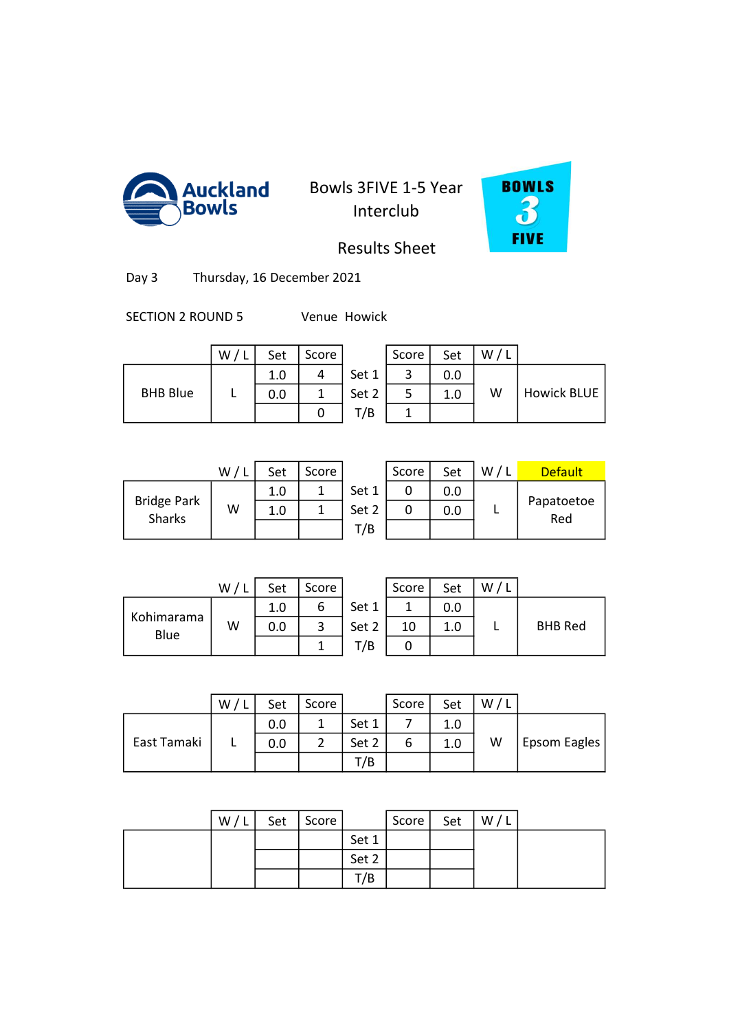Auckland Bowls

# Bowls 3FIVE 1-5 Year Interclub

## Results Sheet

BOWLS 3 FIVE

Day 3 Thursday, 16 December 2021

SECTION 2 ROUND 5 Venue Howick

| | W / L | Set | Score | | Score | Set | W / L | |
|---|---|---|---|---|---|---|---|---|
| BHB Blue | L | 1.0 | 4 | Set 1 | 3 | 0.0 | W | Howick BLUE |
| | | 0.0 | 1 | Set 2 | 5 | 1.0 | | |
| | | | 0 | T/B | 1 | | | |

| | W / L | Set | Score | | Score | Set | W / L | Default |
|---|---|---|---|---|---|---|---|---|
| Bridge Park Sharks | W | 1.0 | 1 | Set 1 | 0 | 0.0 | L | Papatoetoe Red |
| | | 1.0 | 1 | Set 2 | 0 | 0.0 | | |
| | | | | T/B | | | | |

| | W / L | Set | Score | | Score | Set | W / L | |
|---|---|---|---|---|---|---|---|---|
| Kohimarama Blue | W | 1.0 | 6 | Set 1 | 1 | 0.0 | L | BHB Red |
| | | 0.0 | 3 | Set 2 | 10 | 1.0 | | |
| | | | 1 | T/B | 0 | | | |

| | W / L | Set | Score | | Score | Set | W / L | |
|---|---|---|---|---|---|---|---|---|
| East Tamaki | L | 0.0 | 1 | Set 1 | 7 | 1.0 | W | Epsom Eagles |
| | | 0.0 | 2 | Set 2 | 6 | 1.0 | | |
| | | | | T/B | | | | |

| | W / L | Set | Score | | Score | Set | W / L | |
|---|---|---|---|---|---|---|---|---|
| | | | | Set 1 | | | | |
| | | | | Set 2 | | | | |
| | | | | T/B | | | | |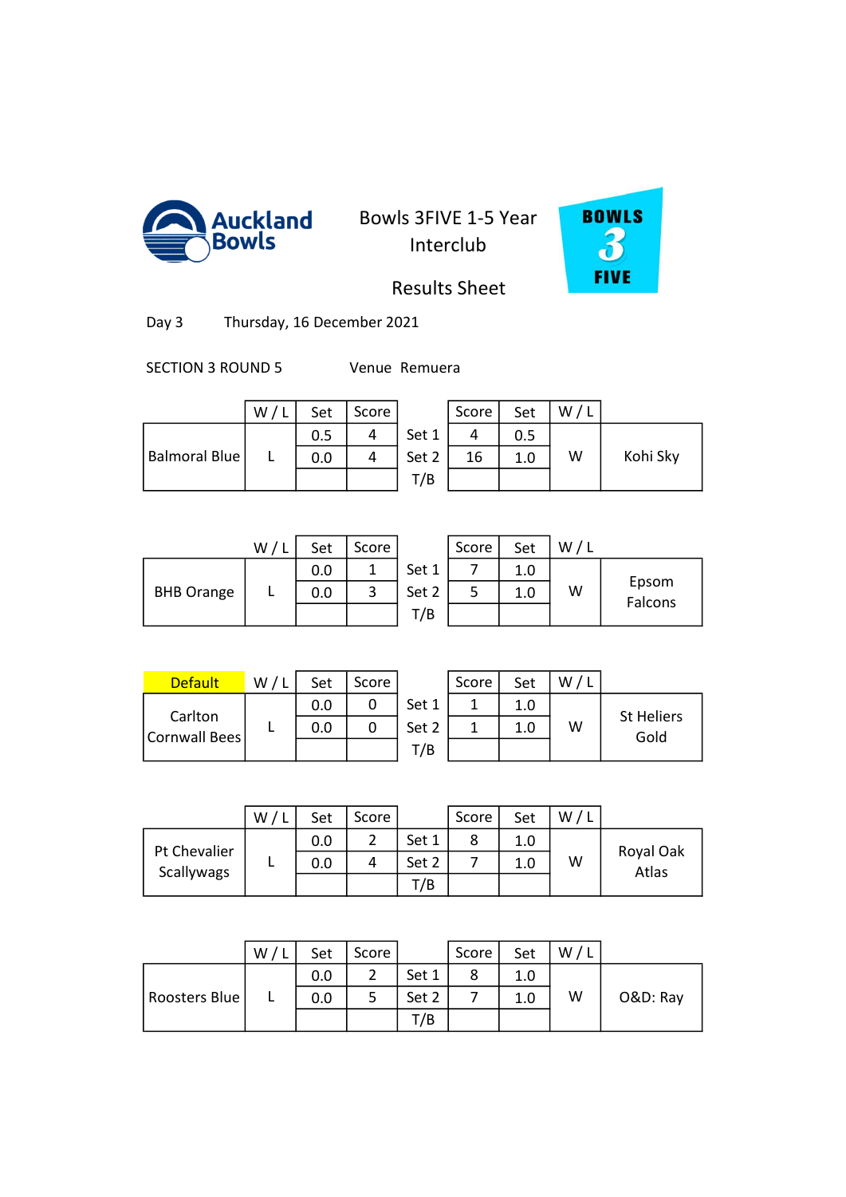Auckland Bowls

# Bowls 3FIVE 1-5 Year Interclub

## Results Sheet

BOWLS 3 FIVE

Day 3 Thursday, 16 December 2021

SECTION 3 ROUND 5 Venue Remuera

| | W / L | Set | Score | | Score | Set | W / L | |
|---|---|---|---|---|---|---|---|---|
| Balmoral Blue | L | 0.5 | 4 | Set 1 | 4 | 0.5 | W | Kohi Sky |
| | | 0.0 | 4 | Set 2 | 16 | 1.0 | | |
| | | | | T/B | | | | |

| | W / L | Set | Score | | Score | Set | W / L | |
|---|---|---|---|---|---|---|---|---|
| BHB Orange | L | 0.0 | 1 | Set 1 | 7 | 1.0 | W | Epsom Falcons |
| | | 0.0 | 3 | Set 2 | 5 | 1.0 | | |
| | | | | T/B | | | | |

| Default | W / L | Set | Score | | Score | Set | W / L | |
|---|---|---|---|---|---|---|---|---|
| Carlton Cornwall Bees | L | 0.0 | 0 | Set 1 | 1 | 1.0 | W | St Heliers Gold |
| | | 0.0 | 0 | Set 2 | 1 | 1.0 | | |
| | | | | T/B | | | | |

| | W / L | Set | Score | | Score | Set | W / L | |
|---|---|---|---|---|---|---|---|---|
| Pt Chevalier Scallywags | L | 0.0 | 2 | Set 1 | 8 | 1.0 | W | Royal Oak Atlas |
| | | 0.0 | 4 | Set 2 | 7 | 1.0 | | |
| | | | | T/B | | | | |

| | W / L | Set | Score | | Score | Set | W / L | |
|---|---|---|---|---|---|---|---|---|
| Roosters Blue | L | 0.0 | 2 | Set 1 | 8 | 1.0 | W | O&D: Ray |
| | | 0.0 | 5 | Set 2 | 7 | 1.0 | | |
| | | | | T/B | | | | |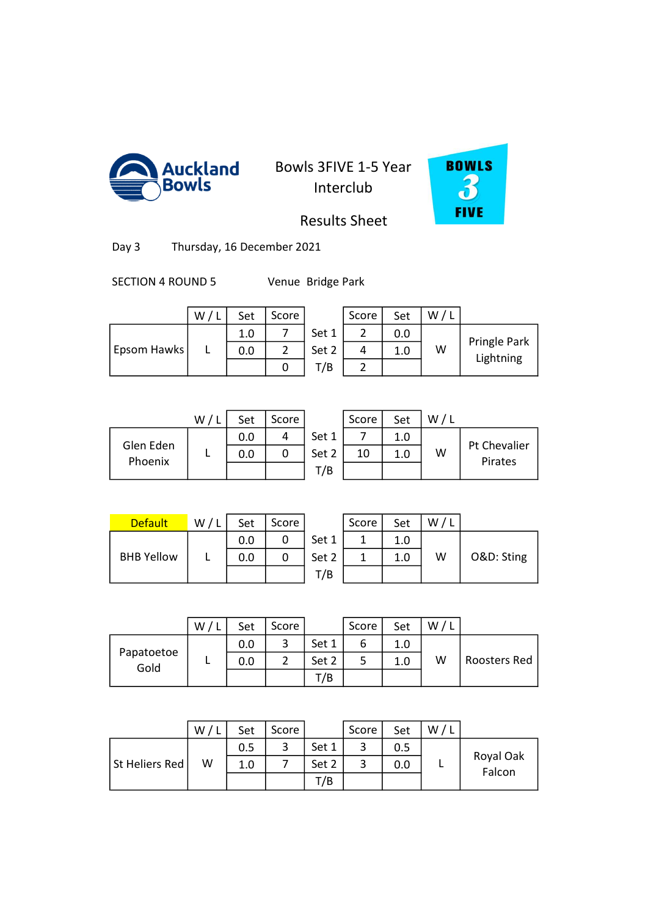# Bowls 3FIVE 1-5 Year Interclub

## Results Sheet

Day 3 Thursday, 16 December 2021

SECTION 4 ROUND 5 Venue Bridge Park

| | W / L | Set | Score | | Score | Set | W / L | |
|---|---|---|---|---|---|---|---|---|
| Epsom Hawks | L | 1.0 | 7 | Set 1 | 2 | 0.0 | W | Pringle Park Lightning |
| | | 0.0 | 2 | Set 2 | 4 | 1.0 | | |
| | | | 0 | T/B | 2 | | | |

| | W / L | Set | Score | | Score | Set | W / L | |
|---|---|---|---|---|---|---|---|---|
| Glen Eden Phoenix | L | 0.0 | 4 | Set 1 | 7 | 1.0 | W | Pt Chevalier Pirates |
| | | 0.0 | 0 | Set 2 | 10 | 1.0 | | |
| | | | | T/B | | | | |

| Default | W / L | Set | Score | | Score | Set | W / L | |
|---|---|---|---|---|---|---|---|---|
| BHB Yellow | L | 0.0 | 0 | Set 1 | 1 | 1.0 | W | O&D: Sting |
| | | 0.0 | 0 | Set 2 | 1 | 1.0 | | |
| | | | | T/B | | | | |

| | W / L | Set | Score | | Score | Set | W / L | |
|---|---|---|---|---|---|---|---|---|
| Papatoetoe Gold | L | 0.0 | 3 | Set 1 | 6 | 1.0 | W | Roosters Red |
| | | 0.0 | 2 | Set 2 | 5 | 1.0 | | |
| | | | | T/B | | | | |

| | W / L | Set | Score | | Score | Set | W / L | |
|---|---|---|---|---|---|---|---|---|
| St Heliers Red | W | 0.5 | 3 | Set 1 | 3 | 0.5 | L | Royal Oak Falcon |
| | | 1.0 | 7 | Set 2 | 3 | 0.0 | | |
| | | | | T/B | | | | |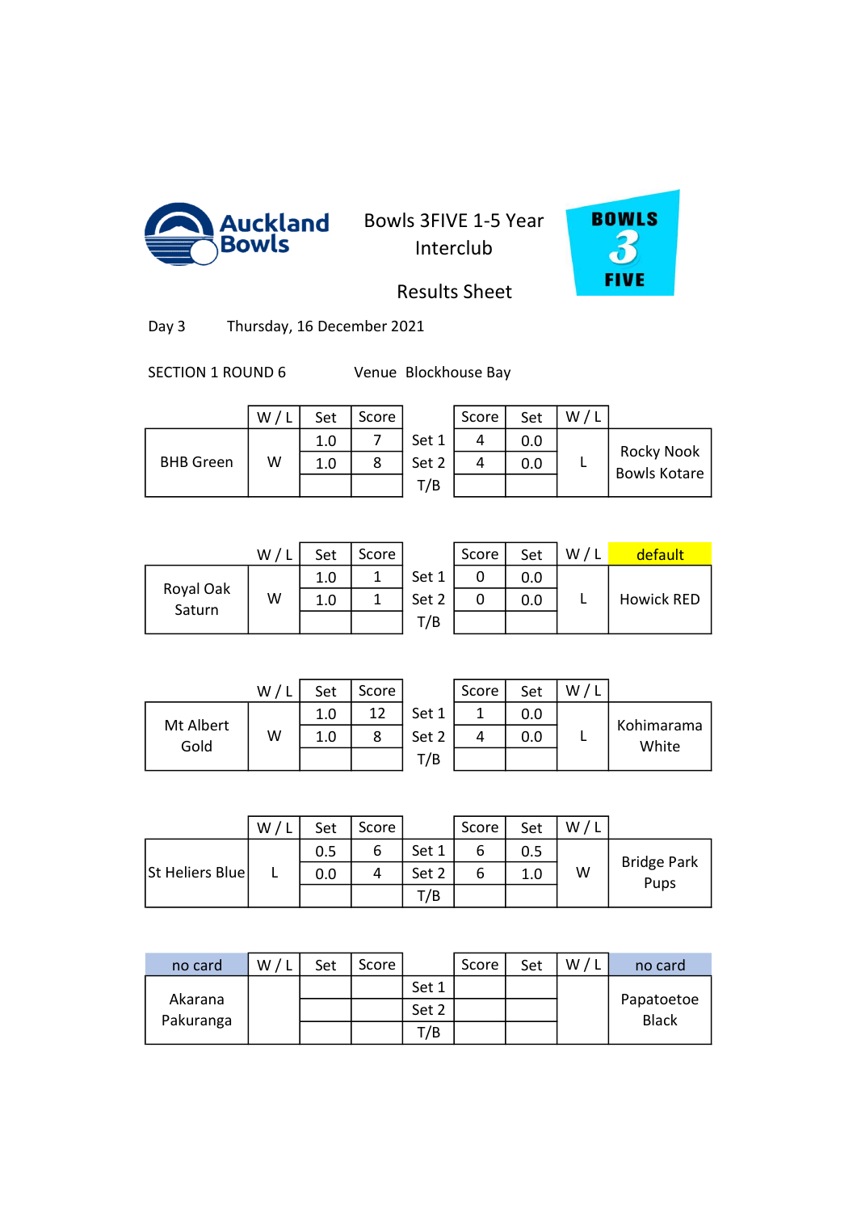Auckland Bowls

# Bowls 3FIVE 1-5 Year Interclub

## Results Sheet

BOWLS 3 FIVE

Day 3 Thursday, 16 December 2021

SECTION 1 ROUND 6 Venue Blockhouse Bay

| | W / L | Set | Score | | Score | Set | W / L | |
|---|---|---|---|---|---|---|---|---|
| BHB Green | W | 1.0 | 7 | Set 1 | 4 | 0.0 | L | Rocky Nook Bowls Kotare |
| | | 1.0 | 8 | Set 2 | 4 | 0.0 | | |
| | | | | T/B | | | | |

| | W / L | Set | Score | | Score | Set | W / L | default |
|---|---|---|---|---|---|---|---|---|
| Royal Oak Saturn | W | 1.0 | 1 | Set 1 | 0 | 0.0 | L | Howick RED |
| | | 1.0 | 1 | Set 2 | 0 | 0.0 | | |
| | | | | T/B | | | | |

| | W / L | Set | Score | | Score | Set | W / L | |
|---|---|---|---|---|---|---|---|---|
| Mt Albert Gold | W | 1.0 | 12 | Set 1 | 1 | 0.0 | L | Kohimarama White |
| | | 1.0 | 8 | Set 2 | 4 | 0.0 | | |
| | | | | T/B | | | | |

| | W / L | Set | Score | | Score | Set | W / L | |
|---|---|---|---|---|---|---|---|---|
| St Heliers Blue | L | 0.5 | 6 | Set 1 | 6 | 0.5 | W | Bridge Park Pups |
| | | 0.0 | 4 | Set 2 | 6 | 1.0 | | |
| | | | | T/B | | | | |

| no card | W / L | Set | Score | | Score | Set | W / L | no card |
|---|---|---|---|---|---|---|---|---|
| Akarana Pakuranga | | | | Set 1 | | | | Papatoetoe Black |
| | | | | Set 2 | | | | |
| | | | | T/B | | | | |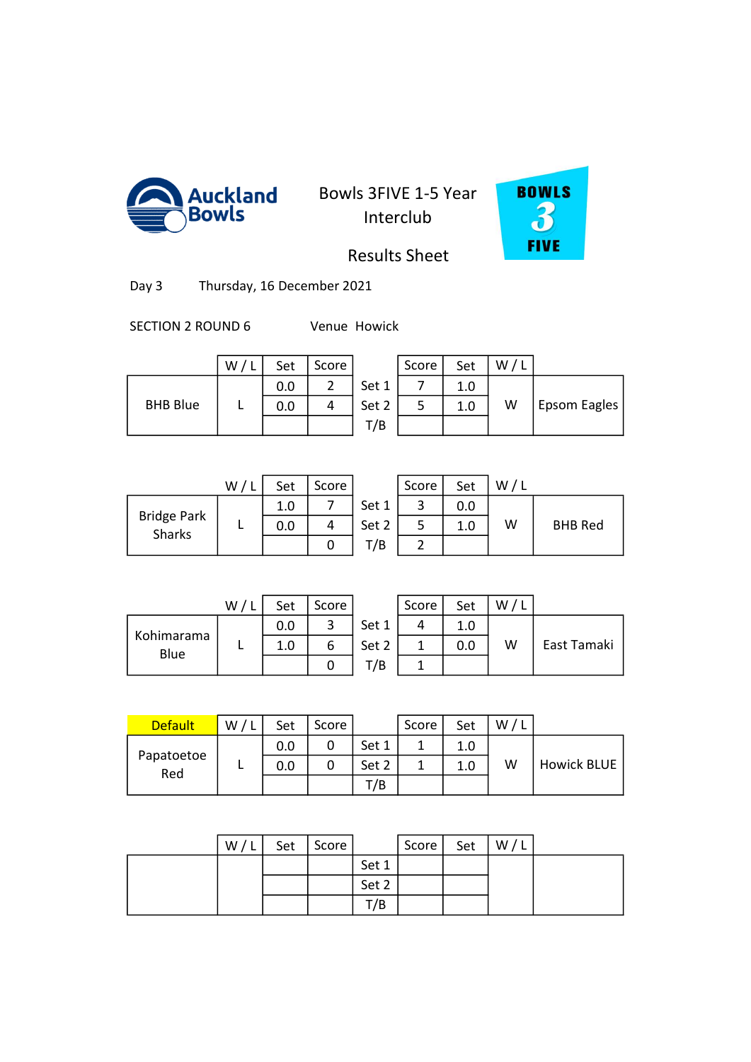Auckland Bowls

Bowls 3FIVE 1-5 Year Interclub

Results Sheet

BOWLS 3 FIVE

Day 3 Thursday, 16 December 2021

SECTION 2 ROUND 6 Venue Howick

| | W / L | Set | Score | | Score | Set | W / L | |
|---|---|---|---|---|---|---|---|---|
| BHB Blue | L | 0.0 | 2 | Set 1 | 7 | 1.0 | W | Epsom Eagles |
| | | 0.0 | 4 | Set 2 | 5 | 1.0 | | |
| | | | | T/B | | | | |

| | W / L | Set | Score | | Score | Set | W / L | |
|---|---|---|---|---|---|---|---|---|
| Bridge Park Sharks | L | 1.0 | 7 | Set 1 | 3 | 0.0 | W | BHB Red |
| | | 0.0 | 4 | Set 2 | 5 | 1.0 | | |
| | | | 0 | T/B | 2 | | | |

| | W / L | Set | Score | | Score | Set | W / L | |
|---|---|---|---|---|---|---|---|---|
| Kohimarama Blue | L | 0.0 | 3 | Set 1 | 4 | 1.0 | W | East Tamaki |
| | | 1.0 | 6 | Set 2 | 1 | 0.0 | | |
| | | | 0 | T/B | 1 | | | |

| Default | W / L | Set | Score | | Score | Set | W / L | |
|---|---|---|---|---|---|---|---|---|
| Papatoetoe Red | L | 0.0 | 0 | Set 1 | 1 | 1.0 | W | Howick BLUE |
| | | 0.0 | 0 | Set 2 | 1 | 1.0 | | |
| | | | | T/B | | | | |

| | W / L | Set | Score | | Score | Set | W / L | |
|---|---|---|---|---|---|---|---|---|
| | | | | Set 1 | | | | |
| | | | | Set 2 | | | | |
| | | | | T/B | | | | |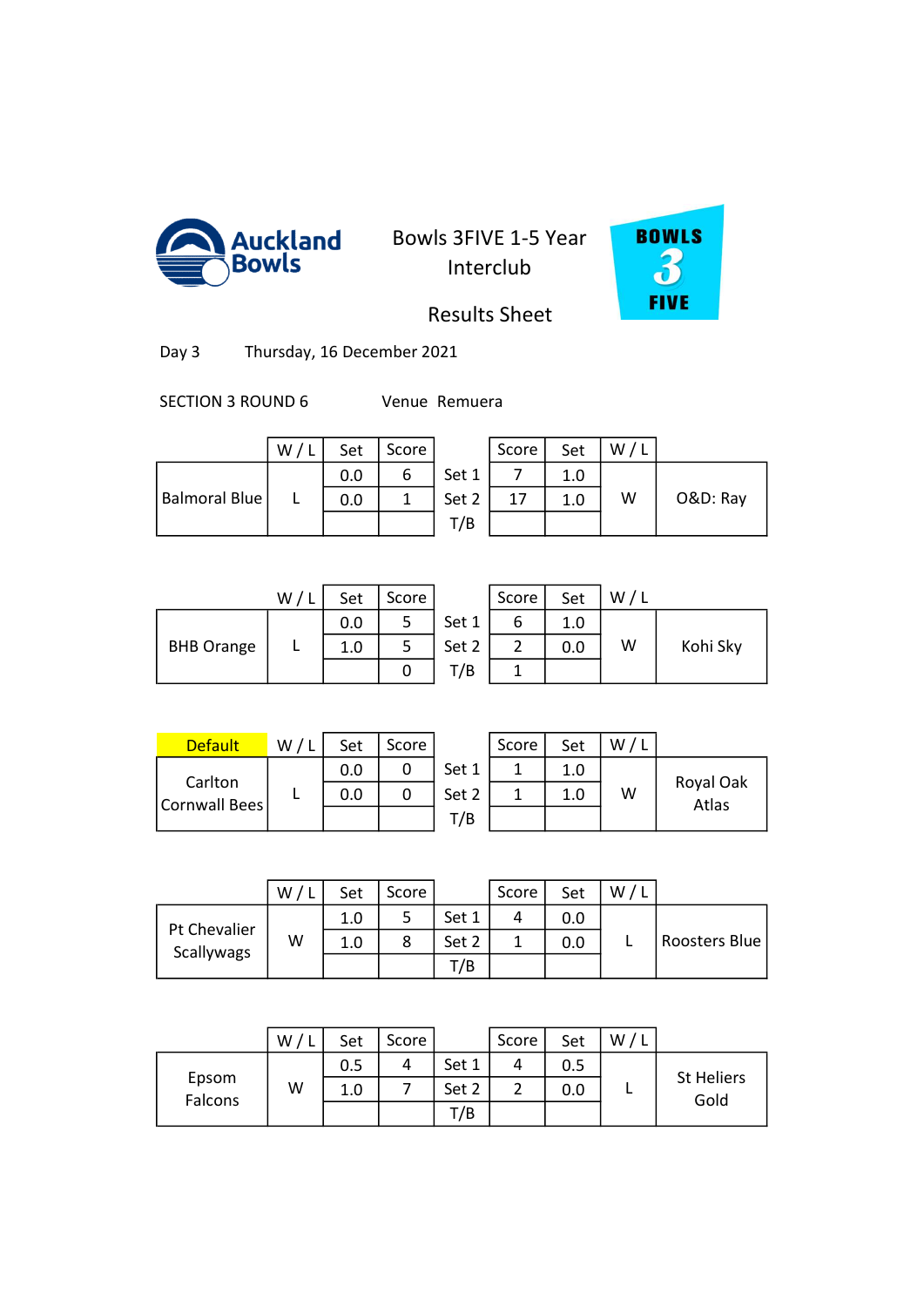Auckland Bowls

# Bowls 3FIVE 1-5 Year Interclub

## Results Sheet

BOWLS 3 FIVE

Day 3 Thursday, 16 December 2021

SECTION 3 ROUND 6 Venue Remuera

| | W / L | Set | Score | | Score | Set | W / L | |
|---|---|---|---|---|---|---|---|---|
| Balmoral Blue | L | 0.0 | 6 | Set 1 | 7 | 1.0 | W | O&D: Ray |
| | | 0.0 | 1 | Set 2 | 17 | 1.0 | | |
| | | | | T/B | | | | |

| | W / L | Set | Score | | Score | Set | W / L | |
|---|---|---|---|---|---|---|---|---|
| BHB Orange | L | 0.0 | 5 | Set 1 | 6 | 1.0 | W | Kohi Sky |
| | | 1.0 | 5 | Set 2 | 2 | 0.0 | | |
| | | | 0 | T/B | 1 | | | |

| Default | W / L | Set | Score | | Score | Set | W / L | |
|---|---|---|---|---|---|---|---|---|
| Carlton Cornwall Bees | L | 0.0 | 0 | Set 1 | 1 | 1.0 | W | Royal Oak Atlas |
| | | 0.0 | 0 | Set 2 | 1 | 1.0 | | |
| | | | | T/B | | | | |

| | W / L | Set | Score | | Score | Set | W / L | |
|---|---|---|---|---|---|---|---|---|
| Pt Chevalier Scallywags | W | 1.0 | 5 | Set 1 | 4 | 0.0 | L | Roosters Blue |
| | | 1.0 | 8 | Set 2 | 1 | 0.0 | | |
| | | | | T/B | | | | |

| | W / L | Set | Score | | Score | Set | W / L | |
|---|---|---|---|---|---|---|---|---|
| Epsom Falcons | W | 0.5 | 4 | Set 1 | 4 | 0.5 | L | St Heliers Gold |
| | | 1.0 | 7 | Set 2 | 2 | 0.0 | | |
| | | | | T/B | | | | |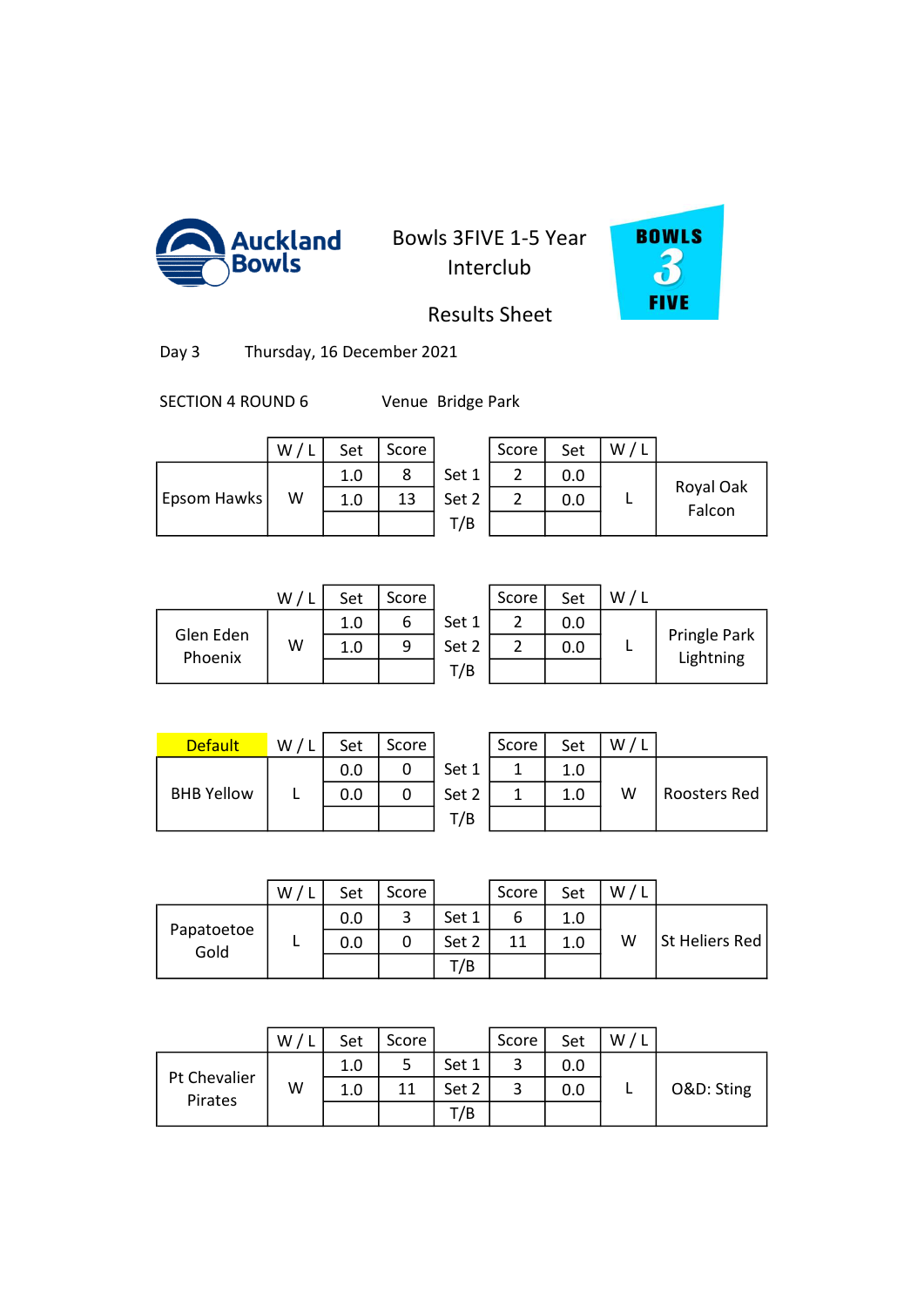Auckland Bowls

Bowls 3FIVE 1-5 Year Interclub

Results Sheet

BOWLS 3 FIVE

Day 3 Thursday, 16 December 2021

SECTION 4 ROUND 6 Venue Bridge Park

| | W / L | Set | Score | | Score | Set | W / L | |
|---|---|---|---|---|---|---|---|---|
| Epsom Hawks | W | 1.0 | 8 | Set 1 | 2 | 0.0 | L | Royal Oak Falcon |
| | | 1.0 | 13 | Set 2 | 2 | 0.0 | | |
| | | | | T/B | | | | |

| | W / L | Set | Score | | Score | Set | W / L | |
|---|---|---|---|---|---|---|---|---|
| Glen Eden Phoenix | W | 1.0 | 6 | Set 1 | 2 | 0.0 | L | Pringle Park Lightning |
| | | 1.0 | 9 | Set 2 | 2 | 0.0 | | |
| | | | | T/B | | | | |

| Default | W / L | Set | Score | | Score | Set | W / L | |
|---|---|---|---|---|---|---|---|---|
| BHB Yellow | L | 0.0 | 0 | Set 1 | 1 | 1.0 | W | Roosters Red |
| | | 0.0 | 0 | Set 2 | 1 | 1.0 | | |
| | | | | T/B | | | | |

| | W / L | Set | Score | | Score | Set | W / L | |
|---|---|---|---|---|---|---|---|---|
| Papatoetoe Gold | L | 0.0 | 3 | Set 1 | 6 | 1.0 | W | St Heliers Red |
| | | 0.0 | 0 | Set 2 | 11 | 1.0 | | |
| | | | | T/B | | | | |

| | W / L | Set | Score | | Score | Set | W / L | |
|---|---|---|---|---|---|---|---|---|
| Pt Chevalier Pirates | W | 1.0 | 5 | Set 1 | 3 | 0.0 | L | O&D: Sting |
| | | 1.0 | 11 | Set 2 | 3 | 0.0 | | |
| | | | | T/B | | | | |